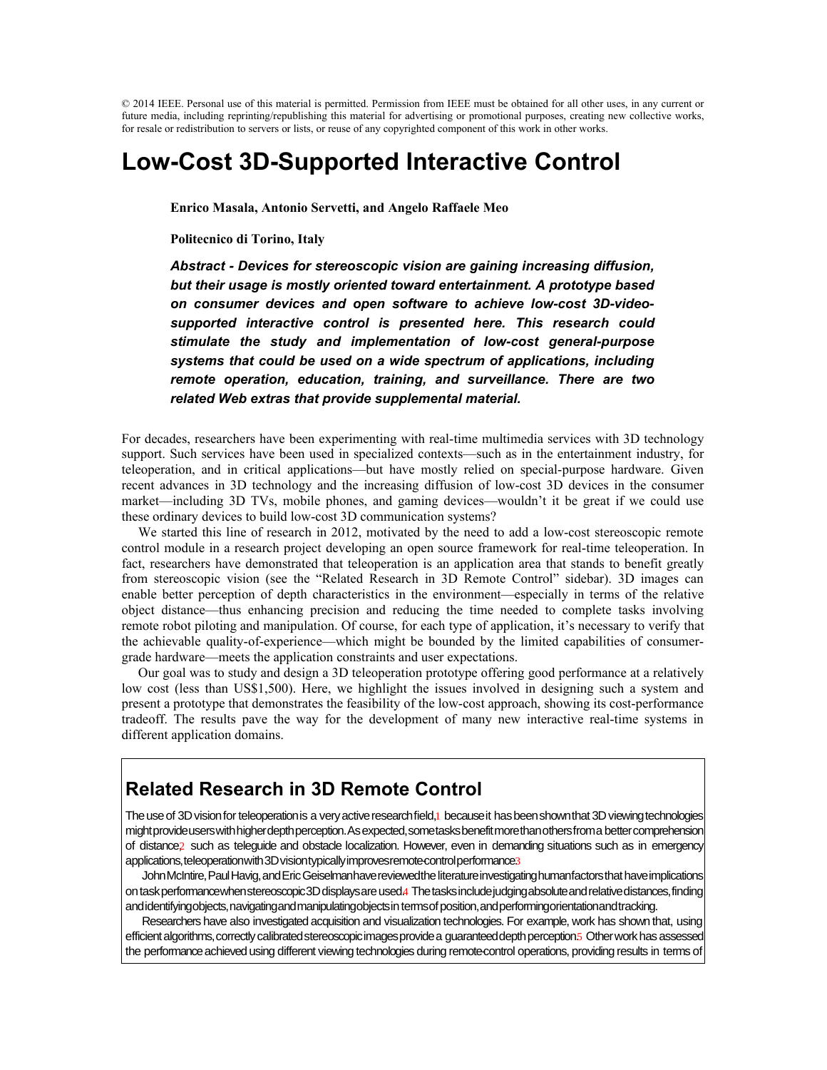© 2014 IEEE. Personal use of this material is permitted. Permission from IEEE must be obtained for all other uses, in any current or future media, including reprinting/republishing this material for advertising or promotional purposes, creating new collective works, for resale or redistribution to servers or lists, or reuse of any copyrighted component of this work in other works.

# Low-Cost 3D-Supported Interactive Control

**Enrico Masala, Antonio Servetti, and Angelo Raffaele Meo**

**Politecnico di Torino, Italy**

***Abstract - Devices for stereoscopic vision are gaining increasing diffusion, but their usage is mostly oriented toward entertainment. A prototype based on consumer devices and open software to achieve low-cost 3D-video-supported interactive control is presented here. This research could stimulate the study and implementation of low-cost general-purpose systems that could be used on a wide spectrum of applications, including remote operation, education, training, and surveillance. There are two related Web extras that provide supplemental material.***

For decades, researchers have been experimenting with real-time multimedia services with 3D technology support. Such services have been used in specialized contexts—such as in the entertainment industry, for teleoperation, and in critical applications—but have mostly relied on special-purpose hardware. Given recent advances in 3D technology and the increasing diffusion of low-cost 3D devices in the consumer market—including 3D TVs, mobile phones, and gaming devices—wouldn't it be great if we could use these ordinary devices to build low-cost 3D communication systems?

We started this line of research in 2012, motivated by the need to add a low-cost stereoscopic remote control module in a research project developing an open source framework for real-time teleoperation. In fact, researchers have demonstrated that teleoperation is an application area that stands to benefit greatly from stereoscopic vision (see the "Related Research in 3D Remote Control" sidebar). 3D images can enable better perception of depth characteristics in the environment—especially in terms of the relative object distance—thus enhancing precision and reducing the time needed to complete tasks involving remote robot piloting and manipulation. Of course, for each type of application, it's necessary to verify that the achievable quality-of-experience—which might be bounded by the limited capabilities of consumer-grade hardware—meets the application constraints and user expectations.

Our goal was to study and design a 3D teleoperation prototype offering good performance at a relatively low cost (less than US$1,500). Here, we highlight the issues involved in designing such a system and present a prototype that demonstrates the feasibility of the low-cost approach, showing its cost-performance tradeoff. The results pave the way for the development of many new interactive real-time systems in different application domains.

## Related Research in 3D Remote Control

The use of 3D vision for teleoperation is a very active research field,[1] because it has been shown that 3D viewing technologies might provide users with higher depth perception. As expected, some tasks benefit more than others from a better comprehension of distance,[2] such as teleguide and obstacle localization. However, even in demanding situations such as in emergency applications, teleoperation with 3D vision typically improves remote-control performance.[3]

John McIntire, Paul Havig, and Eric Geiselman have reviewed the literature investigating human factors that have implications on task performance when stereoscopic 3D displays are used.[4] The tasks include judging absolute and relative distances, finding and identifying objects, navigating and manipulating objects in terms of position, and performing orientation and tracking.

Researchers have also investigated acquisition and visualization technologies. For example, work has shown that, using efficient algorithms, correctly calibrated stereoscopic images provide a guaranteed depth perception.[5] Other work has assessed the performance achieved using different viewing technologies during remote-control operations, providing results in terms of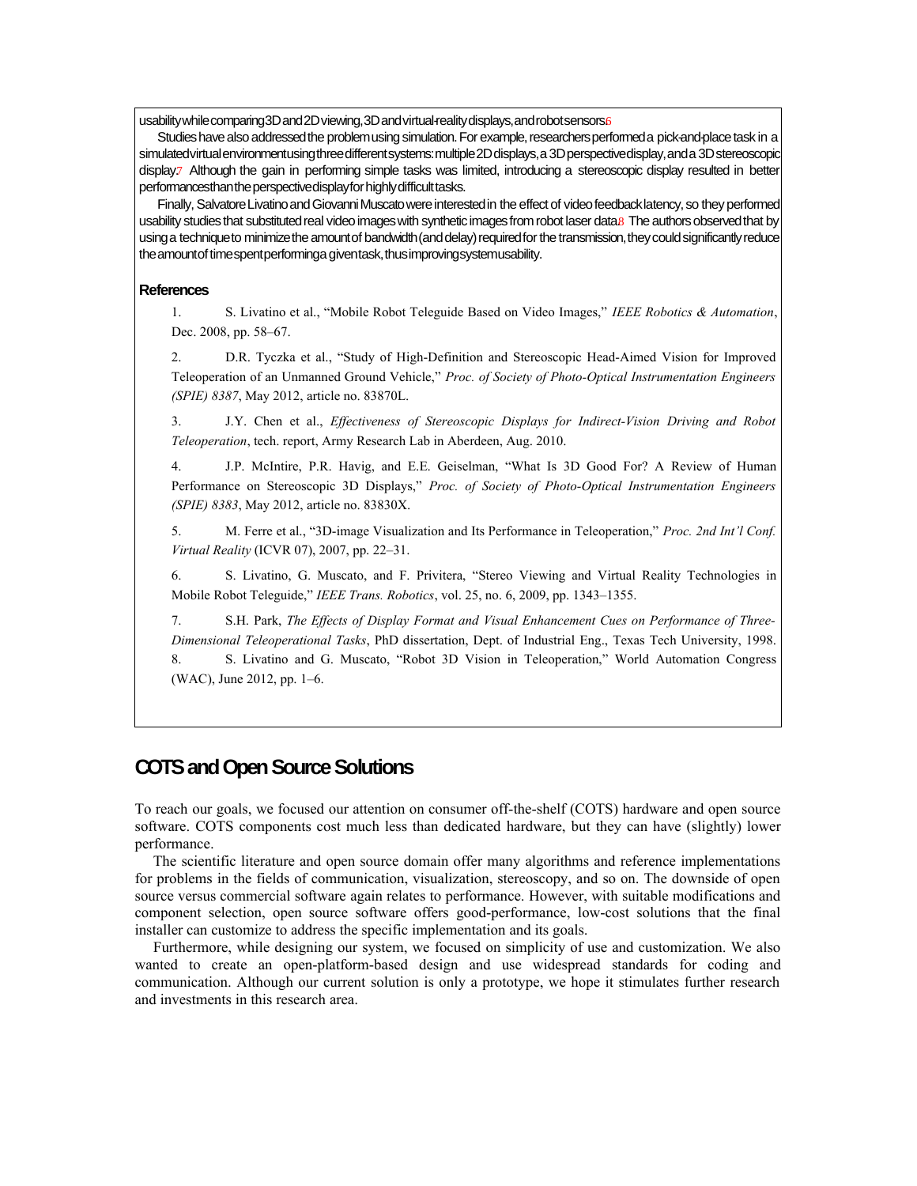usability while comparing 3D and 2D viewing, 3D and virtual-reality displays, and robot sensors.[6]

Studies have also addressed the problem using simulation. For example, researchers performed a pick-and-place task in a simulated virtual environment using three different systems: multiple 2D displays, a 3D perspective display, and a 3D stereoscopic display.[7] Although the gain in performing simple tasks was limited, introducing a stereoscopic display resulted in better performances than the perspective display for highly difficult tasks.

Finally, Salvatore Livatino and Giovanni Muscato were interested in the effect of video feedback latency, so they performed usability studies that substituted real video images with synthetic images from robot laser data.[8] The authors observed that by using a technique to minimize the amount of bandwidth (and delay) required for the transmission, they could significantly reduce the amount of time spent performing a given task, thus improving system usability.

### References

1. S. Livatino et al., "Mobile Robot Teleguide Based on Video Images," *IEEE Robotics & Automation*, Dec. 2008, pp. 58–67.
2. D.R. Tyczka et al., "Study of High-Definition and Stereoscopic Head-Aimed Vision for Improved Teleoperation of an Unmanned Ground Vehicle," *Proc. of Society of Photo-Optical Instrumentation Engineers (SPIE) 8387*, May 2012, article no. 83870L.
3. J.Y. Chen et al., *Effectiveness of Stereoscopic Displays for Indirect-Vision Driving and Robot Teleoperation*, tech. report, Army Research Lab in Aberdeen, Aug. 2010.
4. J.P. McIntire, P.R. Havig, and E.E. Geiselman, "What Is 3D Good For? A Review of Human Performance on Stereoscopic 3D Displays," *Proc. of Society of Photo-Optical Instrumentation Engineers (SPIE) 8383*, May 2012, article no. 83830X.
5. M. Ferre et al., "3D-image Visualization and Its Performance in Teleoperation," *Proc. 2nd Int'l Conf. Virtual Reality* (ICVR 07), 2007, pp. 22–31.
6. S. Livatino, G. Muscato, and F. Privitera, "Stereo Viewing and Virtual Reality Technologies in Mobile Robot Teleguide," *IEEE Trans. Robotics*, vol. 25, no. 6, 2009, pp. 1343–1355.
7. S.H. Park, *The Effects of Display Format and Visual Enhancement Cues on Performance of Three-Dimensional Teleoperational Tasks*, PhD dissertation, Dept. of Industrial Eng., Texas Tech University, 1998.
8. S. Livatino and G. Muscato, "Robot 3D Vision in Teleoperation," World Automation Congress (WAC), June 2012, pp. 1–6.

## COTS and Open Source Solutions

To reach our goals, we focused our attention on consumer off-the-shelf (COTS) hardware and open source software. COTS components cost much less than dedicated hardware, but they can have (slightly) lower performance.

The scientific literature and open source domain offer many algorithms and reference implementations for problems in the fields of communication, visualization, stereoscopy, and so on. The downside of open source versus commercial software again relates to performance. However, with suitable modifications and component selection, open source software offers good-performance, low-cost solutions that the final installer can customize to address the specific implementation and its goals.

Furthermore, while designing our system, we focused on simplicity of use and customization. We also wanted to create an open-platform-based design and use widespread standards for coding and communication. Although our current solution is only a prototype, we hope it stimulates further research and investments in this research area.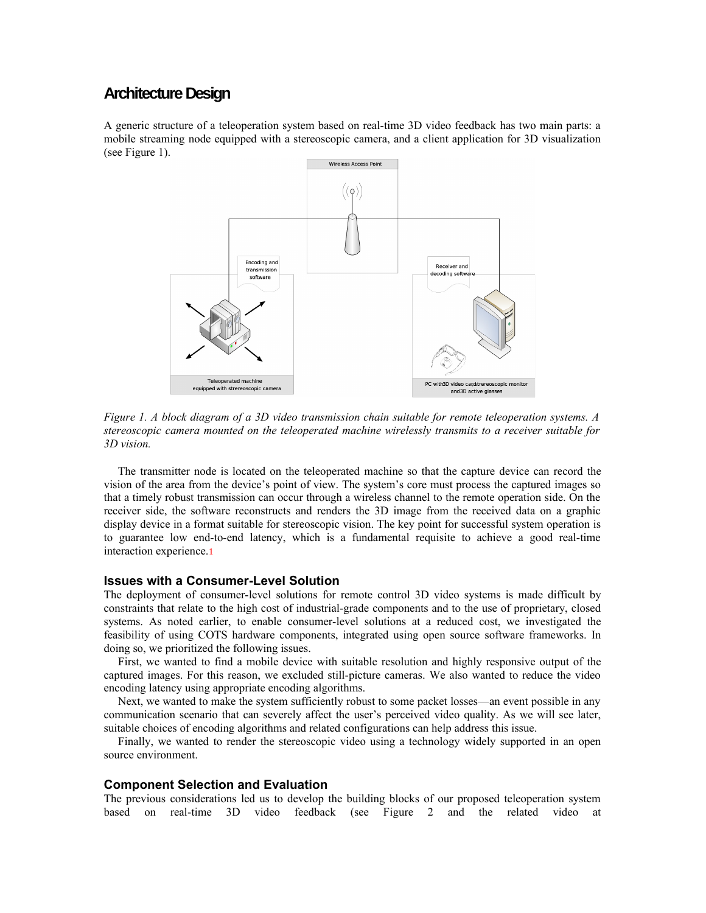## Architecture Design

A generic structure of a teleoperation system based on real-time 3D video feedback has two main parts: a mobile streaming node equipped with a stereoscopic camera, and a client application for 3D visualization (see Figure 1).

*Figure 1. A block diagram of a 3D video transmission chain suitable for remote teleoperation systems. A stereoscopic camera mounted on the teleoperated machine wirelessly transmits to a receiver suitable for 3D vision.*

The transmitter node is located on the teleoperated machine so that the capture device can record the vision of the area from the device's point of view. The system's core must process the captured images so that a timely robust transmission can occur through a wireless channel to the remote operation side. On the receiver side, the software reconstructs and renders the 3D image from the received data on a graphic display device in a format suitable for stereoscopic vision. The key point for successful system operation is to guarantee low end-to-end latency, which is a fundamental requisite to achieve a good real-time interaction experience.[1]

### Issues with a Consumer-Level Solution

The deployment of consumer-level solutions for remote control 3D video systems is made difficult by constraints that relate to the high cost of industrial-grade components and to the use of proprietary, closed systems. As noted earlier, to enable consumer-level solutions at a reduced cost, we investigated the feasibility of using COTS hardware components, integrated using open source software frameworks. In doing so, we prioritized the following issues.

First, we wanted to find a mobile device with suitable resolution and highly responsive output of the captured images. For this reason, we excluded still-picture cameras. We also wanted to reduce the video encoding latency using appropriate encoding algorithms.

Next, we wanted to make the system sufficiently robust to some packet losses—an event possible in any communication scenario that can severely affect the user's perceived video quality. As we will see later, suitable choices of encoding algorithms and related configurations can help address this issue.

Finally, we wanted to render the stereoscopic video using a technology widely supported in an open source environment.

### Component Selection and Evaluation

The previous considerations led us to develop the building blocks of our proposed teleoperation system based on real-time 3D video feedback (see Figure 2 and the related video at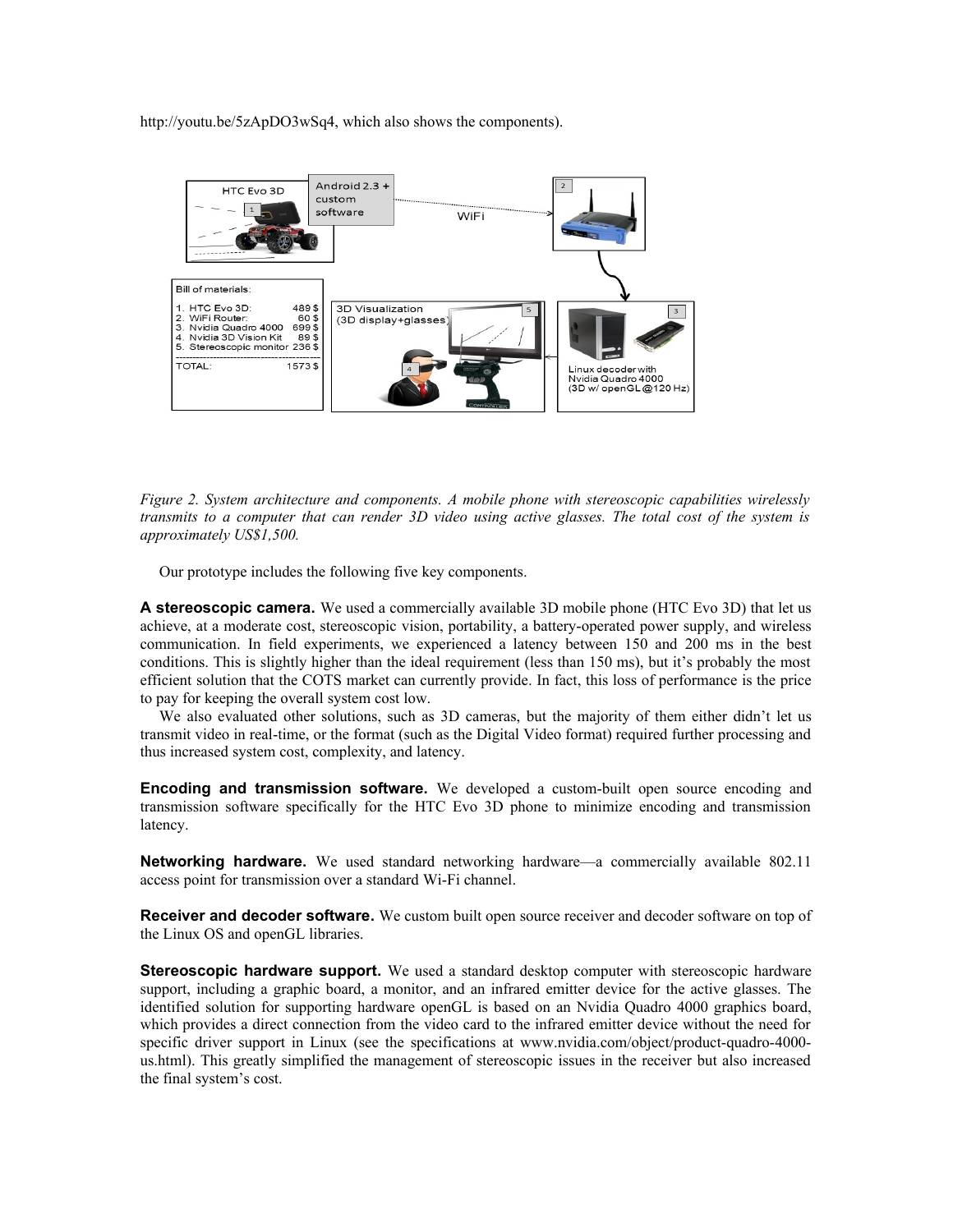http://youtu.be/5zApDO3wSq4, which also shows the components).

*Figure 2. System architecture and components. A mobile phone with stereoscopic capabilities wirelessly transmits to a computer that can render 3D video using active glasses. The total cost of the system is approximately US$1,500.*

Our prototype includes the following five key components.

**A stereoscopic camera.** We used a commercially available 3D mobile phone (HTC Evo 3D) that let us achieve, at a moderate cost, stereoscopic vision, portability, a battery-operated power supply, and wireless communication. In field experiments, we experienced a latency between 150 and 200 ms in the best conditions. This is slightly higher than the ideal requirement (less than 150 ms), but it's probably the most efficient solution that the COTS market can currently provide. In fact, this loss of performance is the price to pay for keeping the overall system cost low.

We also evaluated other solutions, such as 3D cameras, but the majority of them either didn't let us transmit video in real-time, or the format (such as the Digital Video format) required further processing and thus increased system cost, complexity, and latency.

**Encoding and transmission software.** We developed a custom-built open source encoding and transmission software specifically for the HTC Evo 3D phone to minimize encoding and transmission latency.

**Networking hardware.** We used standard networking hardware—a commercially available 802.11 access point for transmission over a standard Wi-Fi channel.

**Receiver and decoder software.** We custom built open source receiver and decoder software on top of the Linux OS and openGL libraries.

**Stereoscopic hardware support.** We used a standard desktop computer with stereoscopic hardware support, including a graphic board, a monitor, and an infrared emitter device for the active glasses. The identified solution for supporting hardware openGL is based on an Nvidia Quadro 4000 graphics board, which provides a direct connection from the video card to the infrared emitter device without the need for specific driver support in Linux (see the specifications at www.nvidia.com/object/product-quadro-4000-us.html). This greatly simplified the management of stereoscopic issues in the receiver but also increased the final system's cost.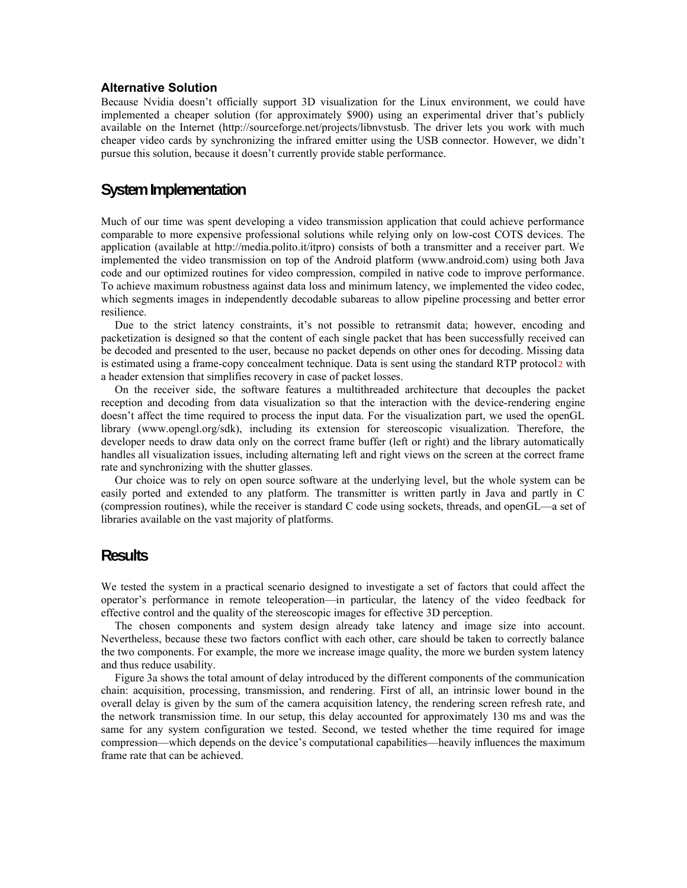### Alternative Solution

Because Nvidia doesn't officially support 3D visualization for the Linux environment, we could have implemented a cheaper solution (for approximately $900) using an experimental driver that's publicly available on the Internet (http://sourceforge.net/projects/libnvstusb. The driver lets you work with much cheaper video cards by synchronizing the infrared emitter using the USB connector. However, we didn't pursue this solution, because it doesn't currently provide stable performance.

## System Implementation

Much of our time was spent developing a video transmission application that could achieve performance comparable to more expensive professional solutions while relying only on low-cost COTS devices. The application (available at http://media.polito.it/itpro) consists of both a transmitter and a receiver part. We implemented the video transmission on top of the Android platform (www.android.com) using both Java code and our optimized routines for video compression, compiled in native code to improve performance. To achieve maximum robustness against data loss and minimum latency, we implemented the video codec, which segments images in independently decodable subareas to allow pipeline processing and better error resilience.

Due to the strict latency constraints, it's not possible to retransmit data; however, encoding and packetization is designed so that the content of each single packet that has been successfully received can be decoded and presented to the user, because no packet depends on other ones for decoding. Missing data is estimated using a frame-copy concealment technique. Data is sent using the standard RTP protocol[2] with a header extension that simplifies recovery in case of packet losses.

On the receiver side, the software features a multithreaded architecture that decouples the packet reception and decoding from data visualization so that the interaction with the device-rendering engine doesn't affect the time required to process the input data. For the visualization part, we used the openGL library (www.opengl.org/sdk), including its extension for stereoscopic visualization. Therefore, the developer needs to draw data only on the correct frame buffer (left or right) and the library automatically handles all visualization issues, including alternating left and right views on the screen at the correct frame rate and synchronizing with the shutter glasses.

Our choice was to rely on open source software at the underlying level, but the whole system can be easily ported and extended to any platform. The transmitter is written partly in Java and partly in C (compression routines), while the receiver is standard C code using sockets, threads, and openGL—a set of libraries available on the vast majority of platforms.

## Results

We tested the system in a practical scenario designed to investigate a set of factors that could affect the operator's performance in remote teleoperation—in particular, the latency of the video feedback for effective control and the quality of the stereoscopic images for effective 3D perception.

The chosen components and system design already take latency and image size into account. Nevertheless, because these two factors conflict with each other, care should be taken to correctly balance the two components. For example, the more we increase image quality, the more we burden system latency and thus reduce usability.

Figure 3a shows the total amount of delay introduced by the different components of the communication chain: acquisition, processing, transmission, and rendering. First of all, an intrinsic lower bound in the overall delay is given by the sum of the camera acquisition latency, the rendering screen refresh rate, and the network transmission time. In our setup, this delay accounted for approximately 130 ms and was the same for any system configuration we tested. Second, we tested whether the time required for image compression—which depends on the device's computational capabilities—heavily influences the maximum frame rate that can be achieved.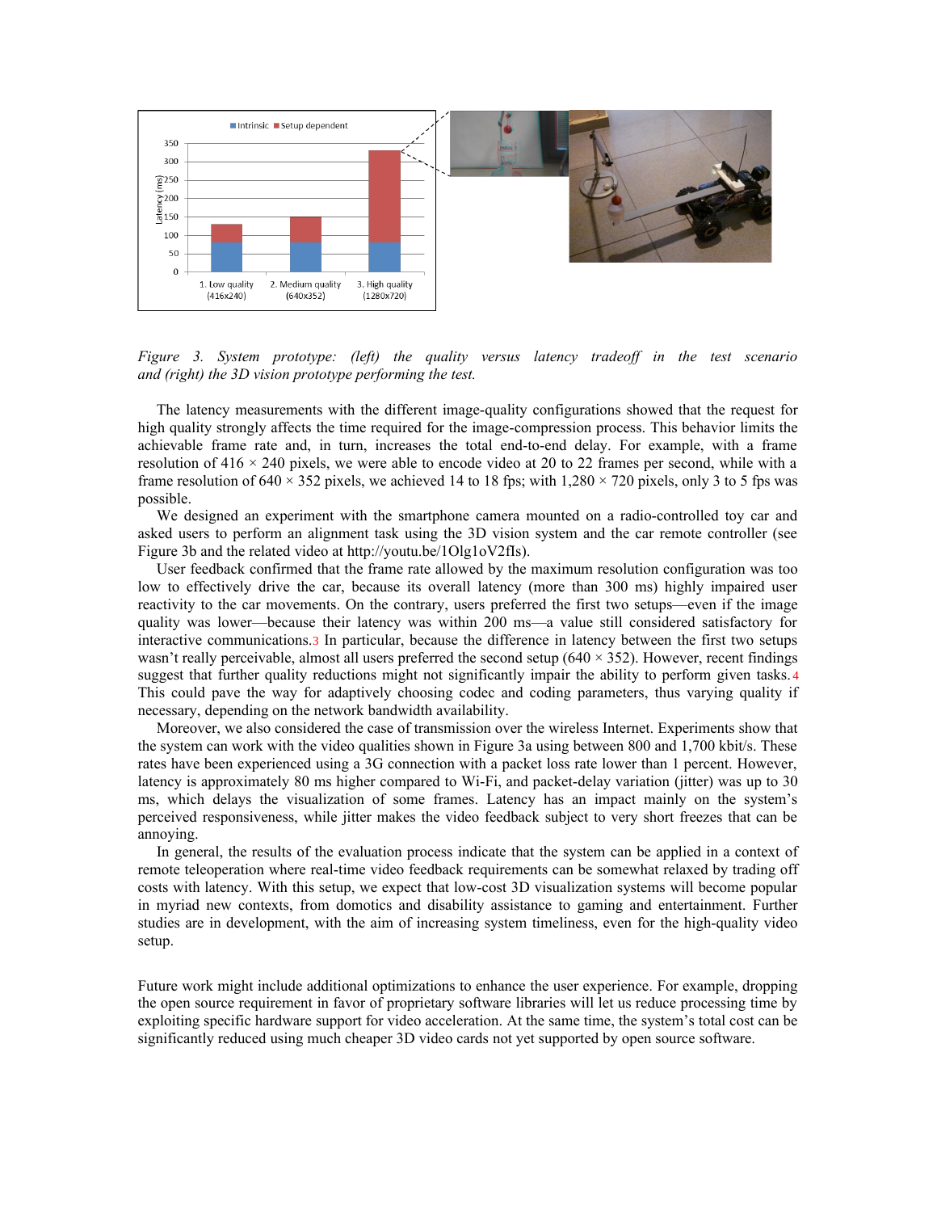*Figure 3. System prototype: (left) the quality versus latency tradeoff in the test scenario and (right) the 3D vision prototype performing the test.*

The latency measurements with the different image-quality configurations showed that the request for high quality strongly affects the time required for the image-compression process. This behavior limits the achievable frame rate and, in turn, increases the total end-to-end delay. For example, with a frame resolution of 416 × 240 pixels, we were able to encode video at 20 to 22 frames per second, while with a frame resolution of 640 × 352 pixels, we achieved 14 to 18 fps; with 1,280 × 720 pixels, only 3 to 5 fps was possible.

We designed an experiment with the smartphone camera mounted on a radio-controlled toy car and asked users to perform an alignment task using the 3D vision system and the car remote controller (see Figure 3b and the related video at http://youtu.be/1Olg1oV2fIs).

User feedback confirmed that the frame rate allowed by the maximum resolution configuration was too low to effectively drive the car, because its overall latency (more than 300 ms) highly impaired user reactivity to the car movements. On the contrary, users preferred the first two setups—even if the image quality was lower—because their latency was within 200 ms—a value still considered satisfactory for interactive communications.[3] In particular, because the difference in latency between the first two setups wasn't really perceivable, almost all users preferred the second setup (640 × 352). However, recent findings suggest that further quality reductions might not significantly impair the ability to perform given tasks.[4] This could pave the way for adaptively choosing codec and coding parameters, thus varying quality if necessary, depending on the network bandwidth availability.

Moreover, we also considered the case of transmission over the wireless Internet. Experiments show that the system can work with the video qualities shown in Figure 3a using between 800 and 1,700 kbit/s. These rates have been experienced using a 3G connection with a packet loss rate lower than 1 percent. However, latency is approximately 80 ms higher compared to Wi-Fi, and packet-delay variation (jitter) was up to 30 ms, which delays the visualization of some frames. Latency has an impact mainly on the system's perceived responsiveness, while jitter makes the video feedback subject to very short freezes that can be annoying.

In general, the results of the evaluation process indicate that the system can be applied in a context of remote teleoperation where real-time video feedback requirements can be somewhat relaxed by trading off costs with latency. With this setup, we expect that low-cost 3D visualization systems will become popular in myriad new contexts, from domotics and disability assistance to gaming and entertainment. Further studies are in development, with the aim of increasing system timeliness, even for the high-quality video setup.

Future work might include additional optimizations to enhance the user experience. For example, dropping the open source requirement in favor of proprietary software libraries will let us reduce processing time by exploiting specific hardware support for video acceleration. At the same time, the system's total cost can be significantly reduced using much cheaper 3D video cards not yet supported by open source software.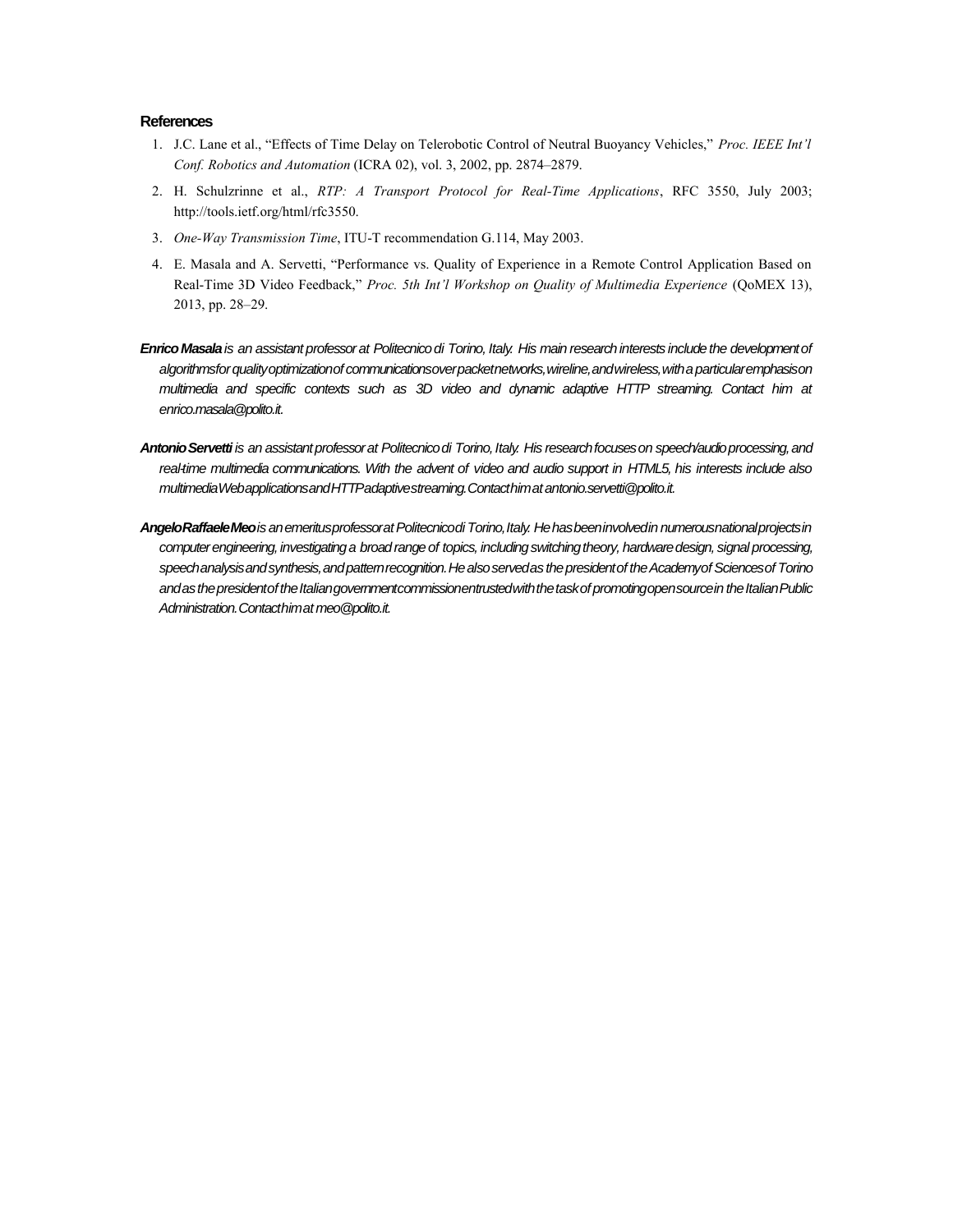### References

1. J.C. Lane et al., "Effects of Time Delay on Telerobotic Control of Neutral Buoyancy Vehicles," *Proc. IEEE Int'l Conf. Robotics and Automation* (ICRA 02), vol. 3, 2002, pp. 2874–2879.
2. H. Schulzrinne et al., *RTP: A Transport Protocol for Real-Time Applications*, RFC 3550, July 2003; http://tools.ietf.org/html/rfc3550.
3. *One-Way Transmission Time*, ITU-T recommendation G.114, May 2003.
4. E. Masala and A. Servetti, "Performance vs. Quality of Experience in a Remote Control Application Based on Real-Time 3D Video Feedback," *Proc. 5th Int'l Workshop on Quality of Multimedia Experience* (QoMEX 13), 2013, pp. 28–29.

***Enrico Masala*** *is an assistant professor at Politecnico di Torino, Italy. His main research interests include the development of algorithms for quality optimization of communications over packet networks, wireline, and wireless, with a particular emphasis on multimedia and specific contexts such as 3D video and dynamic adaptive HTTP streaming. Contact him at enrico.masala@polito.it.*

***Antonio Servetti*** *is an assistant professor at Politecnico di Torino, Italy. His research focuses on speech/audio processing, and real-time multimedia communications. With the advent of video and audio support in HTML5, his interests include also multimedia Web applications and HTTP adaptive streaming. Contact him at antonio.servetti@polito.it.*

***Angelo Raffaele Meo*** *is an emeritus professor at Politecnico di Torino, Italy. He has been involved in numerous national projects in computer engineering, investigating a broad range of topics, including switching theory, hardware design, signal processing, speech analysis and synthesis, and pattern recognition. He also served as the president of the Academy of Sciences of Torino and as the president of the Italian government commission entrusted with the task of promoting open source in the Italian Public Administration. Contact him at meo@polito.it.*